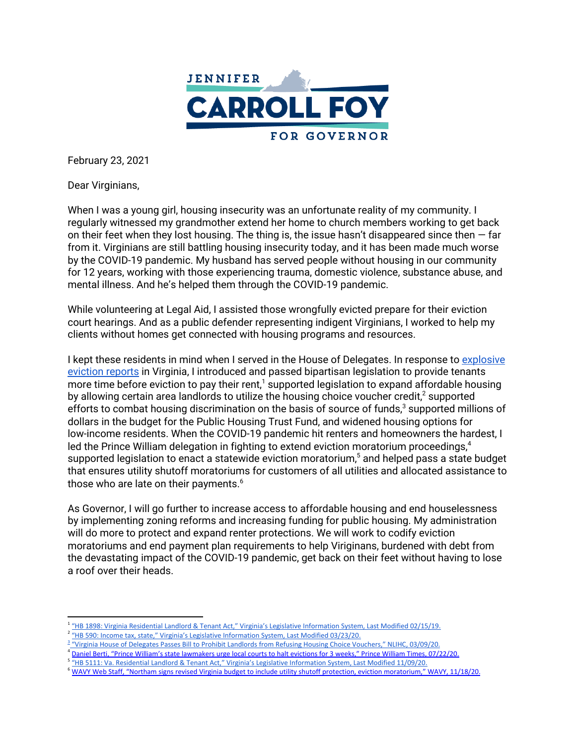JENNIFER CARROLL FOY FOR GOVERNOR

February 23, 2021

Dear Virginians,

When I was a young girl, housing insecurity was an unfortunate reality of my community. I regularly witnessed my grandmother extend her home to church members working to get back on their feet when they lost housing. The thing is, the issue hasn't disappeared since then — far from it. Virginians are still battling housing insecurity today, and it has been made much worse by the COVID-19 pandemic. My husband has served people without housing in our community for 12 years, working with those experiencing trauma, domestic violence, substance abuse, and mental illness. And he's helped them through the COVID-19 pandemic.

While volunteering at Legal Aid, I assisted those wrongfully evicted prepare for their eviction court hearings. And as a public defender representing indigent Virginians, I worked to help my clients without homes get connected with housing programs and resources.

I kept these residents in mind when I served in the House of Delegates. In response to [explosive eviction reports]() in Virginia, I introduced and passed bipartisan legislation to provide tenants more time before eviction to pay their rent,[1] supported legislation to expand affordable housing by allowing certain area landlords to utilize the housing choice voucher credit,[2] supported efforts to combat housing discrimination on the basis of source of funds,[3] supported millions of dollars in the budget for the Public Housing Trust Fund, and widened housing options for low-income residents. When the COVID-19 pandemic hit renters and homeowners the hardest, I led the Prince William delegation in fighting to extend eviction moratorium proceedings,[4] supported legislation to enact a statewide eviction moratorium,[5] and helped pass a state budget that ensures utility shutoff moratoriums for customers of all utilities and allocated assistance to those who are late on their payments.[6]

As Governor, I will go further to increase access to affordable housing and end houselessness by implementing zoning reforms and increasing funding for public housing. My administration will do more to protect and expand renter protections. We will work to codify eviction moratoriums and end payment plan requirements to help Virginians, burdened with debt from the devastating impact of the COVID-19 pandemic, get back on their feet without having to lose a roof over their heads.

---

[1] "HB 1898: Virginia Residential Landlord & Tenant Act," Virginia's Legislative Information System, Last Modified 02/15/19.

[2] "HB 590: Income tax, state," Virginia's Legislative Information System, Last Modified 03/23/20.

[3] "Virginia House of Delegates Passes Bill to Prohibit Landlords from Refusing Housing Choice Vouchers," NLIHC, 03/09/20.

[4] Daniel Berti, "Prince William's state lawmakers urge local courts to halt evictions for 3 weeks," Prince William Times, 07/22/20.

[5] "HB 5111: Va. Residential Landlord & Tenant Act," Virginia's Legislative Information System, Last Modified 11/09/20.

[6] WAVY Web Staff, "Northam signs revised Virginia budget to include utility shutoff protection, eviction moratorium," WAVY, 11/18/20.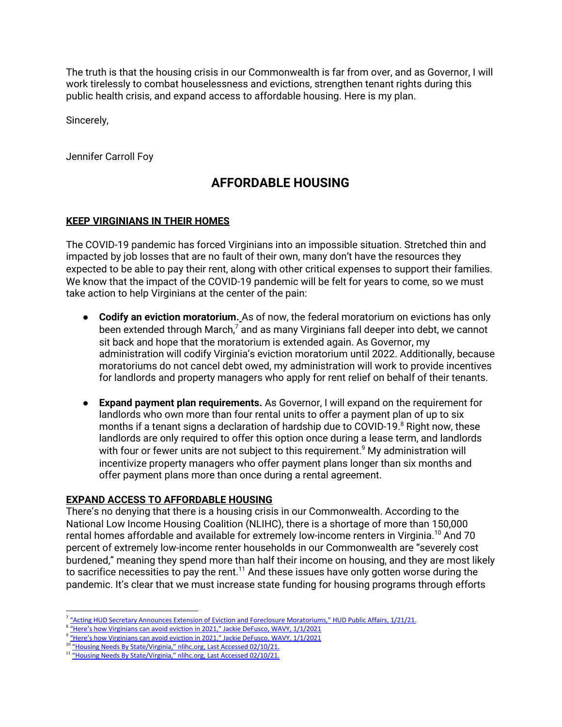The truth is that the housing crisis in our Commonwealth is far from over, and as Governor, I will work tirelessly to combat houselessness and evictions, strengthen tenant rights during this public health crisis, and expand access to affordable housing. Here is my plan.

Sincerely,

Jennifer Carroll Foy

# AFFORDABLE HOUSING

## KEEP VIRGINIANS IN THEIR HOMES

The COVID-19 pandemic has forced Virginians into an impossible situation. Stretched thin and impacted by job losses that are no fault of their own, many don't have the resources they expected to be able to pay their rent, along with other critical expenses to support their families. We know that the impact of the COVID-19 pandemic will be felt for years to come, so we must take action to help Virginians at the center of the pain:

- **Codify an eviction moratorium.** As of now, the federal moratorium on evictions has only been extended through March,[7] and as many Virginians fall deeper into debt, we cannot sit back and hope that the moratorium is extended again. As Governor, my administration will codify Virginia's eviction moratorium until 2022. Additionally, because moratoriums do not cancel debt owed, my administration will work to provide incentives for landlords and property managers who apply for rent relief on behalf of their tenants.

- **Expand payment plan requirements.** As Governor, I will expand on the requirement for landlords who own more than four rental units to offer a payment plan of up to six months if a tenant signs a declaration of hardship due to COVID-19.[8] Right now, these landlords are only required to offer this option once during a lease term, and landlords with four or fewer units are not subject to this requirement.[9] My administration will incentivize property managers who offer payment plans longer than six months and offer payment plans more than once during a rental agreement.

## EXPAND ACCESS TO AFFORDABLE HOUSING

There's no denying that there is a housing crisis in our Commonwealth. According to the National Low Income Housing Coalition (NLIHC), there is a shortage of more than 150,000 rental homes affordable and available for extremely low-income renters in Virginia.[10] And 70 percent of extremely low-income renter households in our Commonwealth are "severely cost burdened," meaning they spend more than half their income on housing, and they are most likely to sacrifice necessities to pay the rent.[11] And these issues have only gotten worse during the pandemic. It's clear that we must increase state funding for housing programs through efforts

---

[7] "Acting HUD Secretary Announces Extension of Eviction and Foreclosure Moratoriums," HUD Public Affairs, 1/21/21.

[8] "Here's how Virginians can avoid eviction in 2021," Jackie DeFusco, WAVY, 1/1/2021

[9] "Here's how Virginians can avoid eviction in 2021," Jackie DeFusco, WAVY, 1/1/2021

[10] "Housing Needs By State/Virginia," nlihc.org, Last Accessed 02/10/21.

[11] "Housing Needs By State/Virginia," nlihc.org, Last Accessed 02/10/21.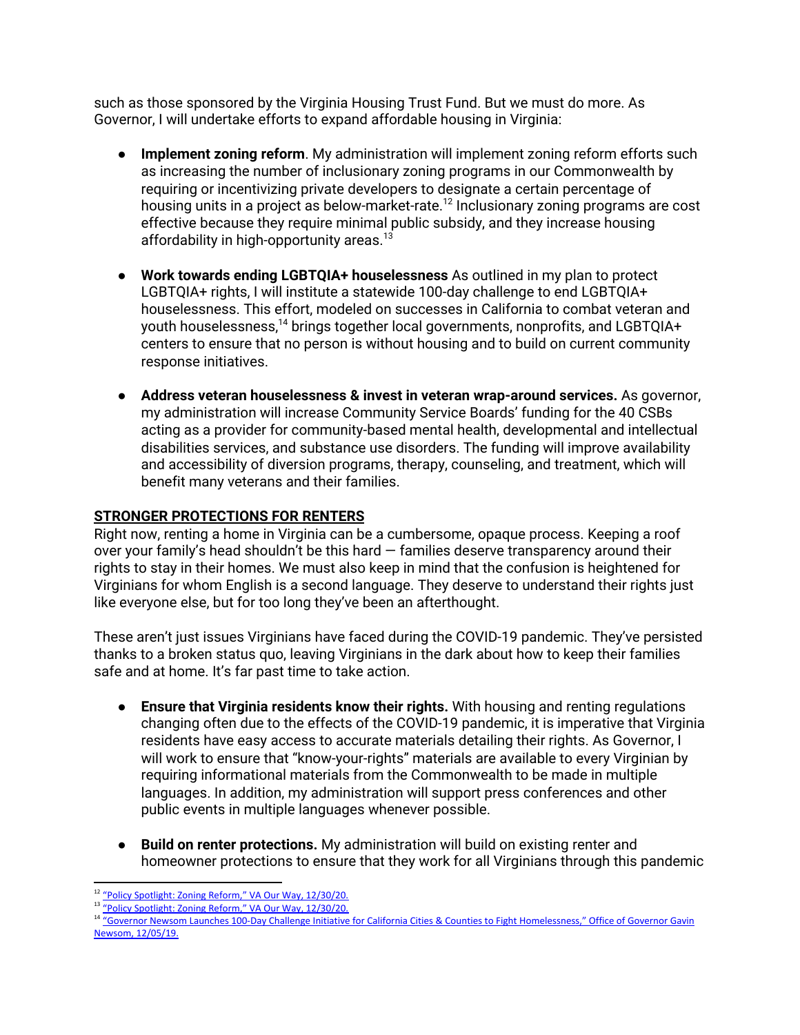such as those sponsored by the Virginia Housing Trust Fund. But we must do more. As Governor, I will undertake efforts to expand affordable housing in Virginia:

- **Implement zoning reform**. My administration will implement zoning reform efforts such as increasing the number of inclusionary zoning programs in our Commonwealth by requiring or incentivizing private developers to designate a certain percentage of housing units in a project as below-market-rate.[12] Inclusionary zoning programs are cost effective because they require minimal public subsidy, and they increase housing affordability in high-opportunity areas.[13]

- **Work towards ending LGBTQIA+ houselessness** As outlined in my plan to protect LGBTQIA+ rights, I will institute a statewide 100-day challenge to end LGBTQIA+ houselessness. This effort, modeled on successes in California to combat veteran and youth houselessness,[14] brings together local governments, nonprofits, and LGBTQIA+ centers to ensure that no person is without housing and to build on current community response initiatives.

- **Address veteran houselessness & invest in veteran wrap-around services.** As governor, my administration will increase Community Service Boards' funding for the 40 CSBs acting as a provider for community-based mental health, developmental and intellectual disabilities services, and substance use disorders. The funding will improve availability and accessibility of diversion programs, therapy, counseling, and treatment, which will benefit many veterans and their families.

## STRONGER PROTECTIONS FOR RENTERS

Right now, renting a home in Virginia can be a cumbersome, opaque process. Keeping a roof over your family's head shouldn't be this hard — families deserve transparency around their rights to stay in their homes. We must also keep in mind that the confusion is heightened for Virginians for whom English is a second language. They deserve to understand their rights just like everyone else, but for too long they've been an afterthought.

These aren't just issues Virginians have faced during the COVID-19 pandemic. They've persisted thanks to a broken status quo, leaving Virginians in the dark about how to keep their families safe and at home. It's far past time to take action.

- **Ensure that Virginia residents know their rights.** With housing and renting regulations changing often due to the effects of the COVID-19 pandemic, it is imperative that Virginia residents have easy access to accurate materials detailing their rights. As Governor, I will work to ensure that "know-your-rights" materials are available to every Virginian by requiring informational materials from the Commonwealth to be made in multiple languages. In addition, my administration will support press conferences and other public events in multiple languages whenever possible.

- **Build on renter protections.** My administration will build on existing renter and homeowner protections to ensure that they work for all Virginians through this pandemic

---

[12] "Policy Spotlight: Zoning Reform," VA Our Way, 12/30/20.
[13] "Policy Spotlight: Zoning Reform," VA Our Way, 12/30/20.
[14] "Governor Newsom Launches 100-Day Challenge Initiative for California Cities & Counties to Fight Homelessness," Office of Governor Gavin Newsom, 12/05/19.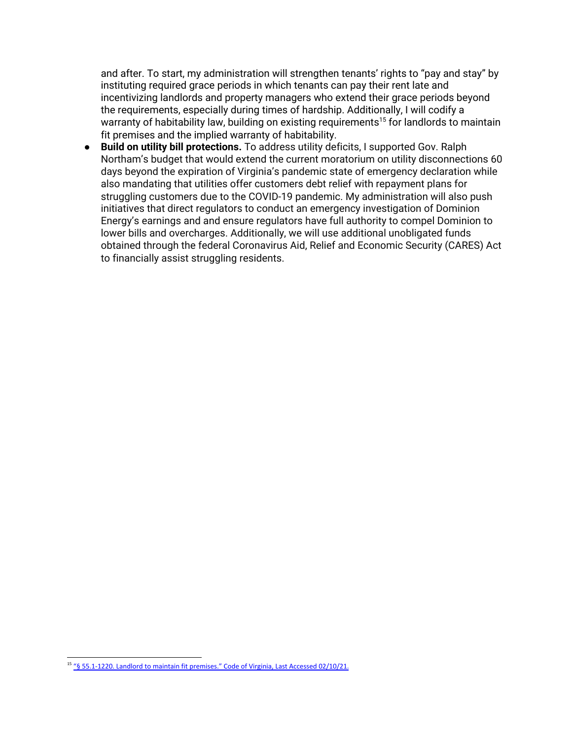and after. To start, my administration will strengthen tenants' rights to "pay and stay" by instituting required grace periods in which tenants can pay their rent late and incentivizing landlords and property managers who extend their grace periods beyond the requirements, especially during times of hardship. Additionally, I will codify a warranty of habitability law, building on existing requirements[15] for landlords to maintain fit premises and the implied warranty of habitability.

- **Build on utility bill protections.** To address utility deficits, I supported Gov. Ralph Northam's budget that would extend the current moratorium on utility disconnections 60 days beyond the expiration of Virginia's pandemic state of emergency declaration while also mandating that utilities offer customers debt relief with repayment plans for struggling customers due to the COVID-19 pandemic. My administration will also push initiatives that direct regulators to conduct an emergency investigation of Dominion Energy's earnings and and ensure regulators have full authority to compel Dominion to lower bills and overcharges. Additionally, we will use additional unobligated funds obtained through the federal Coronavirus Aid, Relief and Economic Security (CARES) Act to financially assist struggling residents.

---

[15] "§ 55.1-1220. Landlord to maintain fit premises." Code of Virginia, Last Accessed 02/10/21.